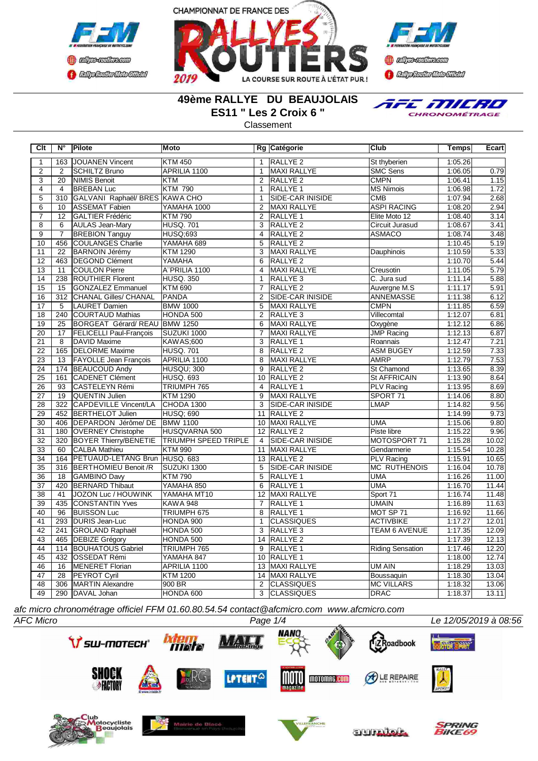CHAMPIONNAT DE FRANCE DES RALLYES ROUTIERS 2019

LA COURSE SUR ROUTE À L'ÉTAT PUR !

# 49ème RALLYE DU BEAUJOLAIS

## ES11 " Les 2 Croix 6 "

Classement

| Clt | N° | Pilote | Moto | Rg | Catégorie | Club | Temps | Ecart |
|---|---|---|---|---|---|---|---|---|
| 1 | 163 | JOUANEN Vincent | KTM 450 | 1 | RALLYE 2 | St thyberien | 1:05.26 | |
| 2 | 2 | SCHILTZ Bruno | APRILIA 1100 | 1 | MAXI RALLYE | SMC Sens | 1:06.05 | 0.79 |
| 3 | 20 | NIMIS Benoit | KTM | 2 | RALLYE 2 | CMPN | 1:06.41 | 1.15 |
| 4 | 4 | BREBAN Luc | KTM 790 | 1 | RALLYE 1 | MS Nimois | 1:06.98 | 1.72 |
| 5 | 310 | GALVANI Raphaël/ BRES | KAWA CHO | 1 | SIDE-CAR INISIDE | CMB | 1:07.94 | 2.68 |
| 6 | 10 | ASSEMAT Fabien | YAMAHA 1000 | 2 | MAXI RALLYE | ASPI RACING | 1:08.20 | 2.94 |
| 7 | 12 | GALTIER Frédéric | KTM 790 | 2 | RALLYE 1 | Elite Moto 12 | 1:08.40 | 3.14 |
| 8 | 6 | AULAS Jean-Mary | HUSQ. 701 | 3 | RALLYE 2 | Circuit Jurasud | 1:08.67 | 3.41 |
| 9 | 7 | BREBION Tanguy | HUSQ;693 | 4 | RALLYE 2 | ASMACO | 1:08.74 | 3.48 |
| 10 | 456 | COULANGES Charlie | YAMAHA 689 | 5 | RALLYE 2 | | 1:10.45 | 5.19 |
| 11 | 22 | BARNOIN Jérémy | KTM 1290 | 3 | MAXI RALLYE | Dauphinois | 1:10.59 | 5.33 |
| 12 | 463 | DEGOND Clément | YAMAHA | 6 | RALLYE 2 | | 1:10.70 | 5.44 |
| 13 | 11 | COULON Pierre | A'PRILIA 1100 | 4 | MAXI RALLYE | Creusotin | 1:11.05 | 5.79 |
| 14 | 238 | ROUTHIER Florent | HUSQ. 350 | 1 | RALLYE 3 | C. Jura sud | 1:11.14 | 5.88 |
| 15 | 15 | GONZALEZ Emmanuel | KTM 690 | 7 | RALLYE 2 | Auvergne M.S | 1:11.17 | 5.91 |
| 16 | 312 | CHANAL Gilles/ CHANAL | PANDA | 2 | SIDE-CAR INISIDE | ANNEMASSE | 1:11.38 | 6.12 |
| 17 | 5 | LAURET Damien | BMW 1000 | 5 | MAXI RALLYE | CMPN | 1:11.85 | 6.59 |
| 18 | 240 | COURTAUD Mathias | HONDA 500 | 2 | RALLYE 3 | Villecomtal | 1:12.07 | 6.81 |
| 19 | 25 | BORGEAT Gérard/ REAU | BMW 1250 | 6 | MAXI RALLYE | Oxygène | 1:12.12 | 6.86 |
| 20 | 17 | FELICELLI Paul-François | SUZUKI 1000 | 7 | MAXI RALLYE | JMP Racing | 1:12.13 | 6.87 |
| 21 | 8 | DAVID Maxime | KAWAS;600 | 3 | RALLYE 1 | Roannais | 1:12.47 | 7.21 |
| 22 | 165 | DELORME Maxime | HUSQ. 701 | 8 | RALLYE 2 | ASM BUGEY | 1:12.59 | 7.33 |
| 23 | 13 | FAYOLLE Jean François | APRILIA 1100 | 8 | MAXI RALLYE | AMRP | 1:12.79 | 7.53 |
| 24 | 174 | BEAUCOUD Andy | HUSQU; 300 | 9 | RALLYE 2 | St Chamond | 1:13.65 | 8.39 |
| 25 | 161 | CADENET Clément | HUSQ. 693 | 10 | RALLYE 2 | St AFFRICAIN | 1:13.90 | 8.64 |
| 26 | 93 | CASTELEYN Rémi | TRIUMPH 765 | 4 | RALLYE 1 | PLV Racing | 1:13.95 | 8.69 |
| 27 | 19 | QUENTIN Julien | KTM 1290 | 9 | MAXI RALLYE | SPORT 71 | 1:14.06 | 8.80 |
| 28 | 322 | CAPDEVILLE Vincent/LA | CHODA 1300 | 3 | SIDE-CAR INISIDE | LMAP | 1:14.82 | 9.56 |
| 29 | 452 | BERTHELOT Julien | HUSQ; 690 | 11 | RALLYE 2 | | 1:14.99 | 9.73 |
| 30 | 406 | DEPARDON Jérôme/ DE | BMW 1100 | 10 | MAXI RALLYE | UMA | 1:15.06 | 9.80 |
| 31 | 180 | OVERNEY Christophe | HUSQVARNA 500 | 12 | RALLYE 2 | Piste libre | 1:15.22 | 9.96 |
| 32 | 320 | BOYER Thierry/BENETIE | TRIUMPH SPEED TRIPLE | 4 | SIDE-CAR INISIDE | MOTOSPORT 71 | 1:15.28 | 10.02 |
| 33 | 60 | CALBA Mathieu | KTM 990 | 11 | MAXI RALLYE | Gendarmerie | 1:15.54 | 10.28 |
| 34 | 164 | PETUAUD-LETANG Brun | HUSQ. 683 | 13 | RALLYE 2 | PLV Racing | 1:15.91 | 10.65 |
| 35 | 316 | BERTHOMIEU Benoit /R | SUZUKI 1300 | 5 | SIDE-CAR INISIDE | MC RUTHENOIS | 1:16.04 | 10.78 |
| 36 | 18 | GAMBINO Davy | KTM 790 | 5 | RALLYE 1 | UMA | 1:16.26 | 11.00 |
| 37 | 420 | BERNARD Thibaut | YAMAHA 850 | 6 | RALLYE 1 | UMA | 1:16.70 | 11.44 |
| 38 | 41 | JOZON Luc / HOUWINK | YAMAHA MT10 | 12 | MAXI RALLYE | Sport 71 | 1:16.74 | 11.48 |
| 39 | 435 | CONSTANTIN Yves | KAWA 948 | 7 | RALLYE 1 | UMAIN | 1:16.89 | 11.63 |
| 40 | 96 | BUISSON Luc | TRIUMPH 675 | 8 | RALLYE 1 | MOT SP 71 | 1:16.92 | 11.66 |
| 41 | 293 | DURIS Jean-Luc | HONDA 900 | 1 | CLASSIQUES | ACTIVBIKE | 1:17.27 | 12.01 |
| 42 | 241 | GROLAND Raphaël | HONDA 500 | 3 | RALLYE 3 | TEAM 6 AVENUE | 1:17.35 | 12.09 |
| 43 | 465 | DEBIZE Grégory | HONDA 500 | 14 | RALLYE 2 | | 1:17.39 | 12.13 |
| 44 | 114 | BOUHATOUS Gabriel | TRIUMPH 765 | 9 | RALLYE 1 | Riding Sensation | 1:17.46 | 12.20 |
| 45 | 432 | OSSEDAT Rémi | YAMAHA 847 | 10 | RALLYE 1 | | 1:18.00 | 12.74 |
| 46 | 16 | MENERET Florian | APRILIA 1100 | 13 | MAXI RALLYE | UM AIN | 1:18.29 | 13.03 |
| 47 | 28 | PEYROT Cyril | KTM 1200 | 14 | MAXI RALLYE | Boussaquin | 1:18.30 | 13.04 |
| 48 | 306 | MARTIN Alexandre | 900 BR | 2 | CLASSIQUES | MC VILLARS | 1:18.32 | 13.06 |
| 49 | 290 | DAVAL Johan | HONDA 600 | 3 | CLASSIQUES | DRAC | 1:18.37 | 13.11 |

*afc micro chronométrage officiel FFM 01.60.80.54.54 contact@afcmicro.com www.afcmicro.com*

*AFC Micro* — *Le 12/05/2019 à 08:56*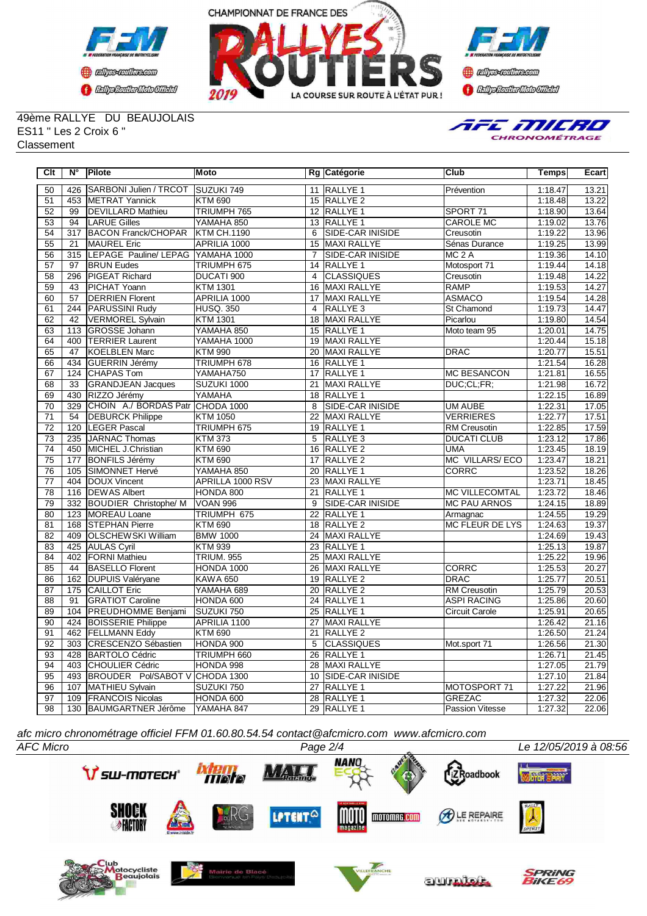49ème RALLYE DU BEAUJOLAIS
ES11 " Les 2 Croix 6 "
Classement

| Clt | N° | Pilote | Moto | Rg | Catégorie | Club | Temps | Ecart |
|---|---|---|---|---|---|---|---|---|
| 50 | 426 | SARBONI Julien / TRCOT | SUZUKI 749 | 11 | RALLYE 1 | Prévention | 1:18.47 | 13.21 |
| 51 | 453 | METRAT Yannick | KTM 690 | 15 | RALLYE 2 | | 1:18.48 | 13.22 |
| 52 | 99 | DEVILLARD Mathieu | TRIUMPH 765 | 12 | RALLYE 1 | SPORT 71 | 1:18.90 | 13.64 |
| 53 | 94 | LARUE Gilles | YAMAHA 850 | 13 | RALLYE 1 | CAROLE MC | 1:19.02 | 13.76 |
| 54 | 317 | BACON Franck/CHOPAR | KTM CH.1190 | 6 | SIDE-CAR INISIDE | Creusotin | 1:19.22 | 13.96 |
| 55 | 21 | MAUREL Eric | APRILIA 1000 | 15 | MAXI RALLYE | Sénas Durance | 1:19.25 | 13.99 |
| 56 | 315 | LEPAGE Pauline/ LEPAG | YAMAHA 1000 | 7 | SIDE-CAR INISIDE | MC 2 A | 1:19.36 | 14.10 |
| 57 | 97 | BRUN Eudes | TRIUMPH 675 | 14 | RALLYE 1 | Motosport 71 | 1:19.44 | 14.18 |
| 58 | 296 | PIGEAT Richard | DUCATI 900 | 4 | CLASSIQUES | Creusotin | 1:19.48 | 14.22 |
| 59 | 43 | PICHAT Yoann | KTM 1301 | 16 | MAXI RALLYE | RAMP | 1:19.53 | 14.27 |
| 60 | 57 | DERRIEN Florent | APRILIA 1000 | 17 | MAXI RALLYE | ASMACO | 1:19.54 | 14.28 |
| 61 | 244 | PARUSSINI Rudy | HUSQ. 350 | 4 | RALLYE 3 | St Chamond | 1:19.73 | 14.47 |
| 62 | 42 | VERMOREL Sylvain | KTM 1301 | 18 | MAXI RALLYE | Picarlou | 1:19.80 | 14.54 |
| 63 | 113 | GROSSE Johann | YAMAHA 850 | 15 | RALLYE 1 | Moto team 95 | 1:20.01 | 14.75 |
| 64 | 400 | TERRIER Laurent | YAMAHA 1000 | 19 | MAXI RALLYE | | 1:20.44 | 15.18 |
| 65 | 47 | KOELBLEN Marc | KTM 990 | 20 | MAXI RALLYE | DRAC | 1:20.77 | 15.51 |
| 66 | 434 | GUERRIN Jérémy | TRIUMPH 678 | 16 | RALLYE 1 | | 1:21.54 | 16.28 |
| 67 | 124 | CHAPAS Tom | YAMAHA750 | 17 | RALLYE 1 | MC BESANCON | 1:21.81 | 16.55 |
| 68 | 33 | GRANDJEAN Jacques | SUZUKI 1000 | 21 | MAXI RALLYE | DUC;CL;FR; | 1:21.98 | 16.72 |
| 69 | 430 | RIZZO Jérémy | YAMAHA | 18 | RALLYE 1 | | 1:22.15 | 16.89 |
| 70 | 329 | CHOIN A./ BORDAS Patr | CHODA 1000 | 8 | SIDE-CAR INISIDE | UM AUBE | 1:22.31 | 17.05 |
| 71 | 54 | DEBURCK Philippe | KTM 1050 | 22 | MAXI RALLYE | VERRIERES | 1:22.77 | 17.51 |
| 72 | 120 | LEGER Pascal | TRIUMPH 675 | 19 | RALLYE 1 | RM Creusotin | 1:22.85 | 17.59 |
| 73 | 235 | JARNAC Thomas | KTM 373 | 5 | RALLYE 3 | DUCATI CLUB | 1:23.12 | 17.86 |
| 74 | 450 | MICHEL J.Christian | KTM 690 | 16 | RALLYE 2 | UMA | 1:23.45 | 18.19 |
| 75 | 177 | BONFILS Jérémy | KTM 690 | 17 | RALLYE 2 | MC VILLARS/ ECO | 1:23.47 | 18.21 |
| 76 | 105 | SIMONNET Hervé | YAMAHA 850 | 20 | RALLYE 1 | CORRC | 1:23.52 | 18.26 |
| 77 | 404 | DOUX Vincent | APRILLA 1000 RSV | 23 | MAXI RALLYE | | 1:23.71 | 18.45 |
| 78 | 116 | DEWAS Albert | HONDA 800 | 21 | RALLYE 1 | MC VILLECOMTAL | 1:23.72 | 18.46 |
| 79 | 332 | BOUDIER Christophe/ M | VOAN 996 | 9 | SIDE-CAR INISIDE | MC PAU ARNOS | 1:24.15 | 18.89 |
| 80 | 123 | MOREAU Loane | TRIUMPH 675 | 22 | RALLYE 1 | Armagnac | 1:24.55 | 19.29 |
| 81 | 168 | STEPHAN Pierre | KTM 690 | 18 | RALLYE 2 | MC FLEUR DE LYS | 1:24.63 | 19.37 |
| 82 | 409 | OLSCHEWSKI William | BMW 1000 | 24 | MAXI RALLYE | | 1:24.69 | 19.43 |
| 83 | 425 | AULAS Cyril | KTM 939 | 23 | RALLYE 1 | | 1:25.13 | 19.87 |
| 84 | 402 | FORNI Mathieu | TRIUM. 955 | 25 | MAXI RALLYE | | 1:25.22 | 19.96 |
| 85 | 44 | BASELLO Florent | HONDA 1000 | 26 | MAXI RALLYE | CORRC | 1:25.53 | 20.27 |
| 86 | 162 | DUPUIS Valéryane | KAWA 650 | 19 | RALLYE 2 | DRAC | 1:25.77 | 20.51 |
| 87 | 175 | CAILLOT Eric | YAMAHA 689 | 20 | RALLYE 2 | RM Creusotin | 1:25.79 | 20.53 |
| 88 | 91 | GRATIOT Caroline | HONDA 600 | 24 | RALLYE 1 | ASPI RACING | 1:25.86 | 20.60 |
| 89 | 104 | PREUDHOMME Benjami | SUZUKI 750 | 25 | RALLYE 1 | Circuit Carole | 1:25.91 | 20.65 |
| 90 | 424 | BOISSERIE Philippe | APRILIA 1100 | 27 | MAXI RALLYE | | 1:26.42 | 21.16 |
| 91 | 462 | FELLMANN Eddy | KTM 690 | 21 | RALLYE 2 | | 1:26.50 | 21.24 |
| 92 | 303 | CRESCENZO Sébastien | HONDA 900 | 5 | CLASSIQUES | Mot.sport 71 | 1:26.56 | 21.30 |
| 93 | 428 | BARTOLO Cédric | TRIUMPH 660 | 26 | RALLYE 1 | | 1:26.71 | 21.45 |
| 94 | 403 | CHOULIER Cédric | HONDA 998 | 28 | MAXI RALLYE | | 1:27.05 | 21.79 |
| 95 | 493 | BROUDER Pol/SABOT V | CHODA 1300 | 10 | SIDE-CAR INISIDE | | 1:27.10 | 21.84 |
| 96 | 107 | MATHIEU Sylvain | SUZUKI 750 | 27 | RALLYE 1 | MOTOSPORT 71 | 1:27.22 | 21.96 |
| 97 | 109 | FRANCOIS Nicolas | HONDA 600 | 28 | RALLYE 1 | GREZAC | 1:27.32 | 22.06 |
| 98 | 130 | BAUMGARTNER Jérôme | YAMAHA 847 | 29 | RALLYE 1 | Passion Vitesse | 1:27.32 | 22.06 |

*afc micro chronométrage officiel FFM 01.60.80.54.54 contact@afcmicro.com www.afcmicro.com*

*AFC Micro* — *Le 12/05/2019 à 08:56*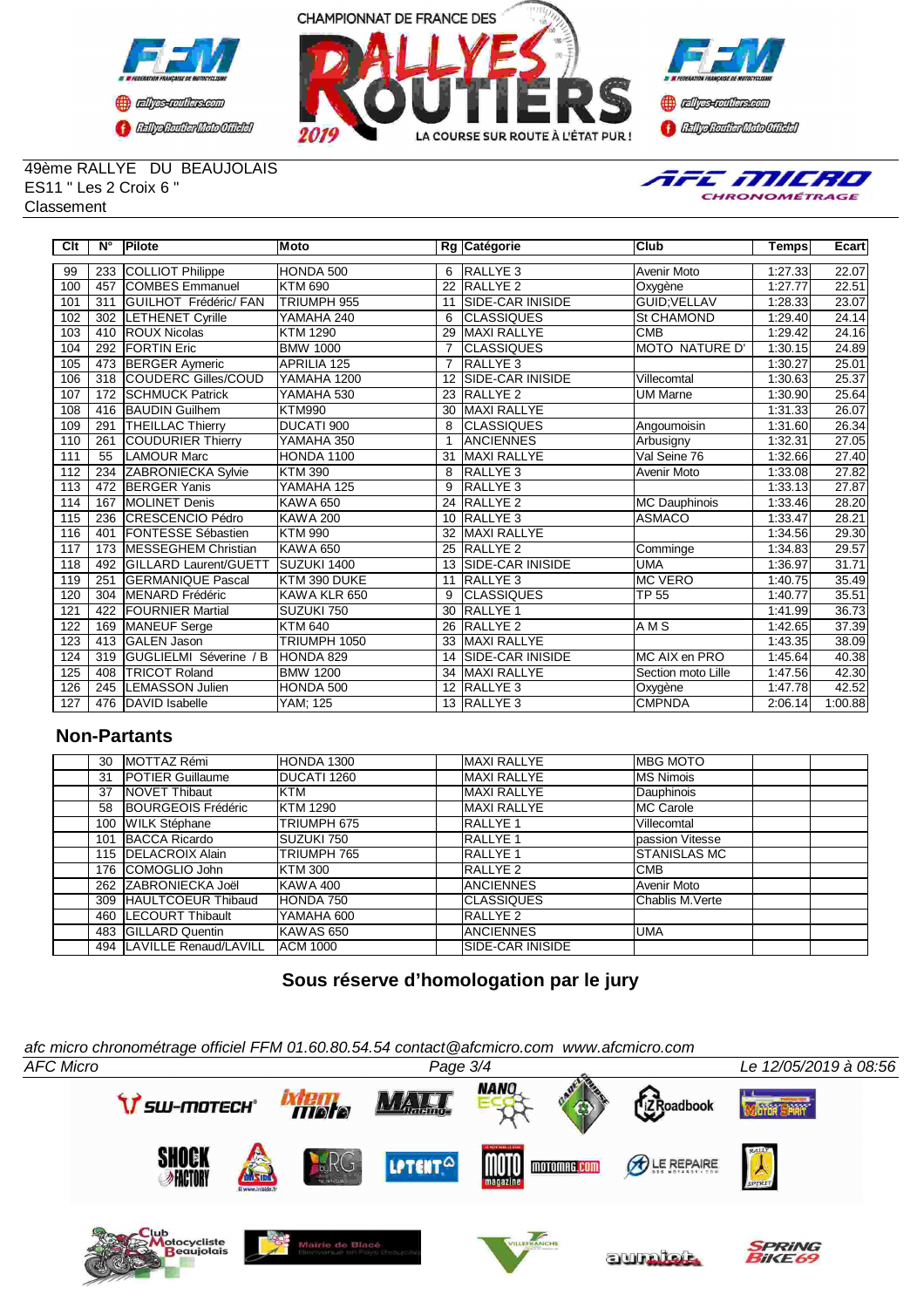49ème RALLYE DU BEAUJOLAIS
ES11 " Les 2 Croix 6 "
Classement

| Clt | N° | Pilote | Moto | Rg | Catégorie | Club | Temps | Ecart |
|---|---|---|---|---|---|---|---|---|
| 99 | 233 | COLLIOT Philippe | HONDA 500 | 6 | RALLYE 3 | Avenir Moto | 1:27.33 | 22.07 |
| 100 | 457 | COMBES Emmanuel | KTM 690 | 22 | RALLYE 2 | Oxygène | 1:27.77 | 22.51 |
| 101 | 311 | GUILHOT Frédéric/ FAN | TRIUMPH 955 | 11 | SIDE-CAR INISIDE | GUID;VELLAV | 1:28.33 | 23.07 |
| 102 | 302 | LETHENET Cyrille | YAMAHA 240 | 6 | CLASSIQUES | St CHAMOND | 1:29.40 | 24.14 |
| 103 | 410 | ROUX Nicolas | KTM 1290 | 29 | MAXI RALLYE | CMB | 1:29.42 | 24.16 |
| 104 | 292 | FORTIN Eric | BMW 1000 | 7 | CLASSIQUES | MOTO NATURE D' | 1:30.15 | 24.89 |
| 105 | 473 | BERGER Aymeric | APRILIA 125 | 7 | RALLYE 3 | | 1:30.27 | 25.01 |
| 106 | 318 | COUDERC Gilles/COUD | YAMAHA 1200 | 12 | SIDE-CAR INISIDE | Villecomtal | 1:30.63 | 25.37 |
| 107 | 172 | SCHMUCK Patrick | YAMAHA 530 | 23 | RALLYE 2 | UM Marne | 1:30.90 | 25.64 |
| 108 | 416 | BAUDIN Guilhem | KTM990 | 30 | MAXI RALLYE | | 1:31.33 | 26.07 |
| 109 | 291 | THEILLAC Thierry | DUCATI 900 | 8 | CLASSIQUES | Angoumoisin | 1:31.60 | 26.34 |
| 110 | 261 | COUDURIER Thierry | YAMAHA 350 | 1 | ANCIENNES | Arbusigny | 1:32.31 | 27.05 |
| 111 | 55 | LAMOUR Marc | HONDA 1100 | 31 | MAXI RALLYE | Val Seine 76 | 1:32.66 | 27.40 |
| 112 | 234 | ZABRONIECKA Sylvie | KTM 390 | 8 | RALLYE 3 | Avenir Moto | 1:33.08 | 27.82 |
| 113 | 472 | BERGER Yanis | YAMAHA 125 | 9 | RALLYE 3 | | 1:33.13 | 27.87 |
| 114 | 167 | MOLINET Denis | KAWA 650 | 24 | RALLYE 2 | MC Dauphinois | 1:33.46 | 28.20 |
| 115 | 236 | CRESCENCIO Pédro | KAWA 200 | 10 | RALLYE 3 | ASMACO | 1:33.47 | 28.21 |
| 116 | 401 | FONTESSE Sébastien | KTM 990 | 32 | MAXI RALLYE | | 1:34.56 | 29.30 |
| 117 | 173 | MESSEGHEM Christian | KAWA 650 | 25 | RALLYE 2 | Comminge | 1:34.83 | 29.57 |
| 118 | 492 | GILLARD Laurent/GUETT | SUZUKI 1400 | 13 | SIDE-CAR INISIDE | UMA | 1:36.97 | 31.71 |
| 119 | 251 | GERMANIQUE Pascal | KTM 390 DUKE | 11 | RALLYE 3 | MC VERO | 1:40.75 | 35.49 |
| 120 | 304 | MENARD Frédéric | KAWA KLR 650 | 9 | CLASSIQUES | TP 55 | 1:40.77 | 35.51 |
| 121 | 422 | FOURNIER Martial | SUZUKI 750 | 30 | RALLYE 1 | | 1:41.99 | 36.73 |
| 122 | 169 | MANEUF Serge | KTM 640 | 26 | RALLYE 2 | A M S | 1:42.65 | 37.39 |
| 123 | 413 | GALEN Jason | TRIUMPH 1050 | 33 | MAXI RALLYE | | 1:43.35 | 38.09 |
| 124 | 319 | GUGLIELMI Séverine / B | HONDA 829 | 14 | SIDE-CAR INISIDE | MC AIX en PRO | 1:45.64 | 40.38 |
| 125 | 408 | TRICOT Roland | BMW 1200 | 34 | MAXI RALLYE | Section moto Lille | 1:47.56 | 42.30 |
| 126 | 245 | LEMASSON Julien | HONDA 500 | 12 | RALLYE 3 | Oxygène | 1:47.78 | 42.52 |
| 127 | 476 | DAVID Isabelle | YAM; 125 | 13 | RALLYE 3 | CMPNDA | 2:06.14 | 1:00.88 |

## Non-Partants

| | N° | Pilote | Moto | Rg | Catégorie | Club | Temps | Ecart |
|---|---|---|---|---|---|---|---|---|
| | 30 | MOTTAZ Rémi | HONDA 1300 | | MAXI RALLYE | MBG MOTO | | |
| | 31 | POTIER Guillaume | DUCATI 1260 | | MAXI RALLYE | MS Nimois | | |
| | 37 | NOVET Thibaut | KTM | | MAXI RALLYE | Dauphinois | | |
| | 58 | BOURGEOIS Frédéric | KTM 1290 | | MAXI RALLYE | MC Carole | | |
| | 100 | WILK Stéphane | TRIUMPH 675 | | RALLYE 1 | Villecomtal | | |
| | 101 | BACCA Ricardo | SUZUKI 750 | | RALLYE 1 | passion Vitesse | | |
| | 115 | DELACROIX Alain | TRIUMPH 765 | | RALLYE 1 | STANISLAS MC | | |
| | 176 | COMOGLIO John | KTM 300 | | RALLYE 2 | CMB | | |
| | 262 | ZABRONIECKA Joël | KAWA 400 | | ANCIENNES | Avenir Moto | | |
| | 309 | HAULTCOEUR Thibaud | HONDA 750 | | CLASSIQUES | Chablis M.Verte | | |
| | 460 | LECOURT Thibault | YAMAHA 600 | | RALLYE 2 | | | |
| | 483 | GILLARD Quentin | KAWAS 650 | | ANCIENNES | UMA | | |
| | 494 | LAVILLE Renaud/LAVILL | ACM 1000 | | SIDE-CAR INISIDE | | | |

**Sous réserve d'homologation par le jury**

*afc micro chronométrage officiel FFM 01.60.80.54.54 contact@afcmicro.com www.afcmicro.com*

*AFC Micro* — *Le 12/05/2019 à 08:56*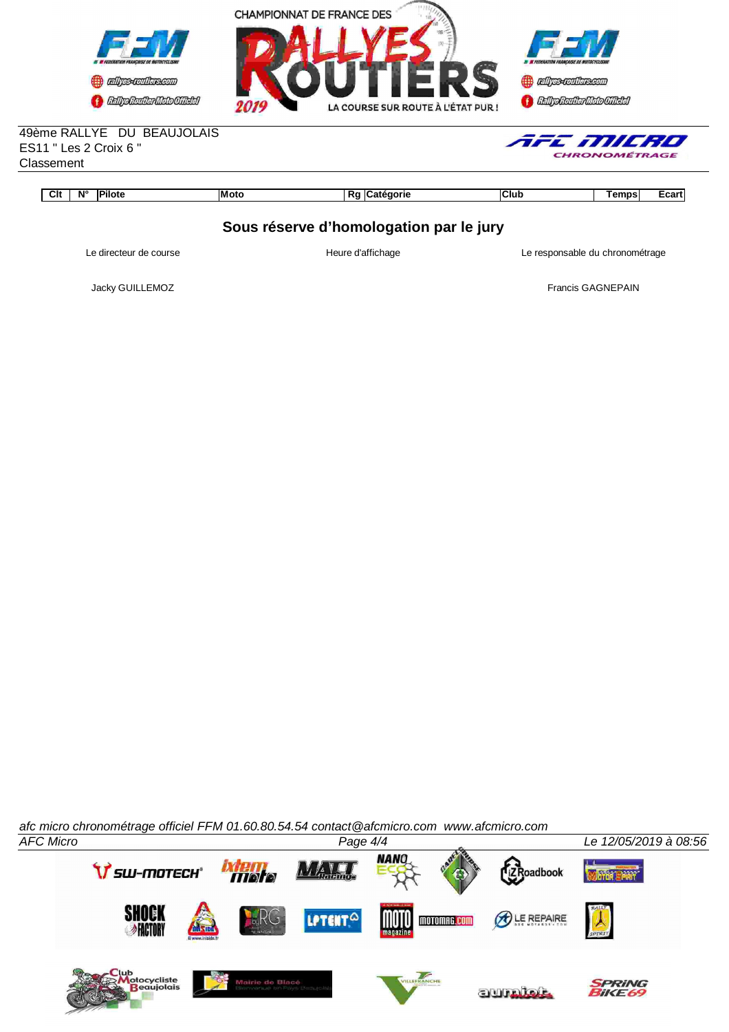49ème RALLYE DU BEAUJOLAIS
ES11 " Les 2 Croix 6 "
Classement

| Clt | N° | Pilote | Moto | Rg | Catégorie | Club | Temps | Ecart |
|---|---|---|---|---|---|---|---|---|

## Sous réserve d’homologation par le jury

Le directeur de course — Heure d'affichage — Le responsable du chronométrage

Jacky GUILLEMOZ — Francis GAGNEPAIN

*afc micro chronométrage officiel FFM 01.60.80.54.54 contact@afcmicro.com www.afcmicro.com*

*AFC Micro* — *Le 12/05/2019 à 08:56*